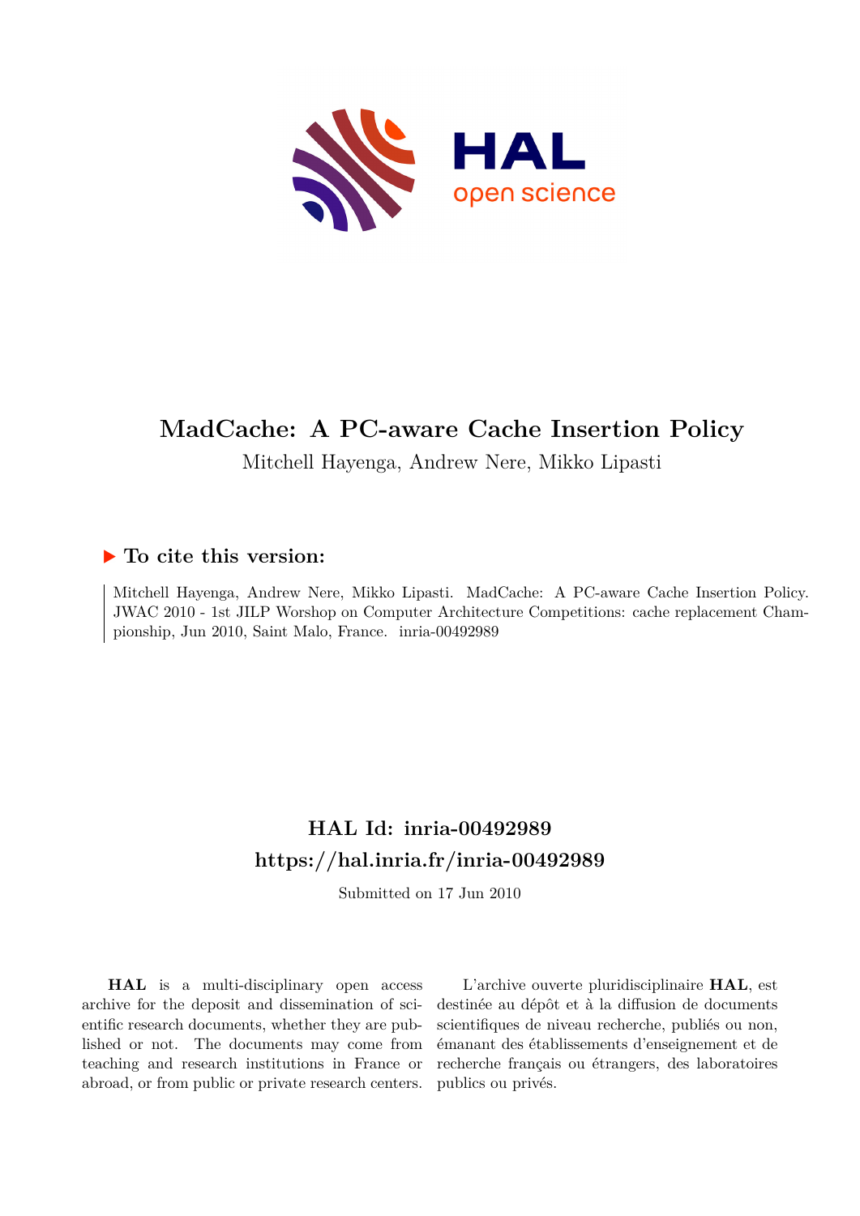# MadCache: A PC-aware Cache Insertion Policy

Mitchell Hayenga, Andrew Nere, Mikko Lipasti

## ▶ To cite this version:

Mitchell Hayenga, Andrew Nere, Mikko Lipasti. MadCache: A PC-aware Cache Insertion Policy. JWAC 2010 - 1st JILP Worshop on Computer Architecture Competitions: cache replacement Championship, Jun 2010, Saint Malo, France. inria-00492989

## HAL Id: inria-00492989
## https://hal.inria.fr/inria-00492989

Submitted on 17 Jun 2010

**HAL** is a multi-disciplinary open access archive for the deposit and dissemination of scientific research documents, whether they are published or not. The documents may come from teaching and research institutions in France or abroad, or from public or private research centers.

L'archive ouverte pluridisciplinaire **HAL**, est destinée au dépôt et à la diffusion de documents scientifiques de niveau recherche, publiés ou non, émanant des établissements d'enseignement et de recherche français ou étrangers, des laboratoires publics ou privés.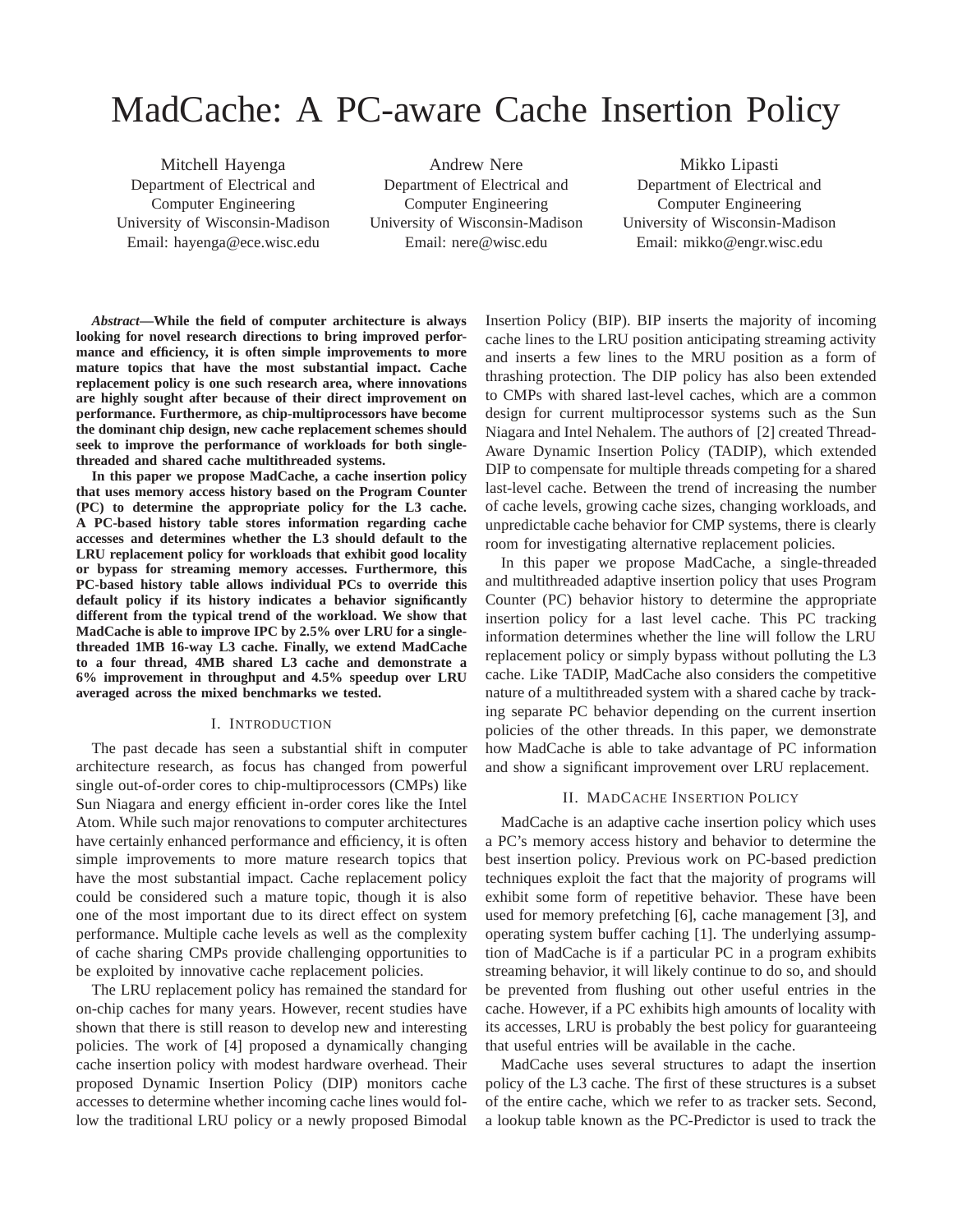# MadCache: A PC-aware Cache Insertion Policy

Mitchell Hayenga
Department of Electrical and Computer Engineering
University of Wisconsin-Madison
Email: hayenga@ece.wisc.edu

Andrew Nere
Department of Electrical and Computer Engineering
University of Wisconsin-Madison
Email: nere@wisc.edu

Mikko Lipasti
Department of Electrical and Computer Engineering
University of Wisconsin-Madison
Email: mikko@engr.wisc.edu

***Abstract*—While the field of computer architecture is always looking for novel research directions to bring improved performance and efficiency, it is often simple improvements to more mature topics that have the most substantial impact. Cache replacement policy is one such research area, where innovations are highly sought after because of their direct improvement on performance. Furthermore, as chip-multiprocessors have become the dominant chip design, new cache replacement schemes should seek to improve the performance of workloads for both single-threaded and shared cache multithreaded systems.**

**In this paper we propose MadCache, a cache insertion policy that uses memory access history based on the Program Counter (PC) to determine the appropriate policy for the L3 cache. A PC-based history table stores information regarding cache accesses and determines whether the L3 should default to the LRU replacement policy for workloads that exhibit good locality or bypass for streaming memory accesses. Furthermore, this PC-based history table allows individual PCs to override this default policy if its history indicates a behavior significantly different from the typical trend of the workload. We show that MadCache is able to improve IPC by 2.5% over LRU for a single-threaded 1MB 16-way L3 cache. Finally, we extend MadCache to a four thread, 4MB shared L3 cache and demonstrate a 6% improvement in throughput and 4.5% speedup over LRU averaged across the mixed benchmarks we tested.**

## I. Introduction

The past decade has seen a substantial shift in computer architecture research, as focus has changed from powerful single out-of-order cores to chip-multiprocessors (CMPs) like Sun Niagara and energy efficient in-order cores like the Intel Atom. While such major renovations to computer architectures have certainly enhanced performance and efficiency, it is often simple improvements to more mature research topics that have the most substantial impact. Cache replacement policy could be considered such a mature topic, though it is also one of the most important due to its direct effect on system performance. Multiple cache levels as well as the complexity of cache sharing CMPs provide challenging opportunities to be exploited by innovative cache replacement policies.

The LRU replacement policy has remained the standard for on-chip caches for many years. However, recent studies have shown that there is still reason to develop new and interesting policies. The work of [4] proposed a dynamically changing cache insertion policy with modest hardware overhead. Their proposed Dynamic Insertion Policy (DIP) monitors cache accesses to determine whether incoming cache lines would follow the traditional LRU policy or a newly proposed Bimodal Insertion Policy (BIP). BIP inserts the majority of incoming cache lines to the LRU position anticipating streaming activity and inserts a few lines to the MRU position as a form of thrashing protection. The DIP policy has also been extended to CMPs with shared last-level caches, which are a common design for current multiprocessor systems such as the Sun Niagara and Intel Nehalem. The authors of [2] created Thread-Aware Dynamic Insertion Policy (TADIP), which extended DIP to compensate for multiple threads competing for a shared last-level cache. Between the trend of increasing the number of cache levels, growing cache sizes, changing workloads, and unpredictable cache behavior for CMP systems, there is clearly room for investigating alternative replacement policies.

In this paper we propose MadCache, a single-threaded and multithreaded adaptive insertion policy that uses Program Counter (PC) behavior history to determine the appropriate insertion policy for a last level cache. This PC tracking information determines whether the line will follow the LRU replacement policy or simply bypass without polluting the L3 cache. Like TADIP, MadCache also considers the competitive nature of a multithreaded system with a shared cache by tracking separate PC behavior depending on the current insertion policies of the other threads. In this paper, we demonstrate how MadCache is able to take advantage of PC information and show a significant improvement over LRU replacement.

## II. MadCache Insertion Policy

MadCache is an adaptive cache insertion policy which uses a PC's memory access history and behavior to determine the best insertion policy. Previous work on PC-based prediction techniques exploit the fact that the majority of programs will exhibit some form of repetitive behavior. These have been used for memory prefetching [6], cache management [3], and operating system buffer caching [1]. The underlying assumption of MadCache is if a particular PC in a program exhibits streaming behavior, it will likely continue to do so, and should be prevented from flushing out other useful entries in the cache. However, if a PC exhibits high amounts of locality with its accesses, LRU is probably the best policy for guaranteeing that useful entries will be available in the cache.

MadCache uses several structures to adapt the insertion policy of the L3 cache. The first of these structures is a subset of the entire cache, which we refer to as tracker sets. Second, a lookup table known as the PC-Predictor is used to track the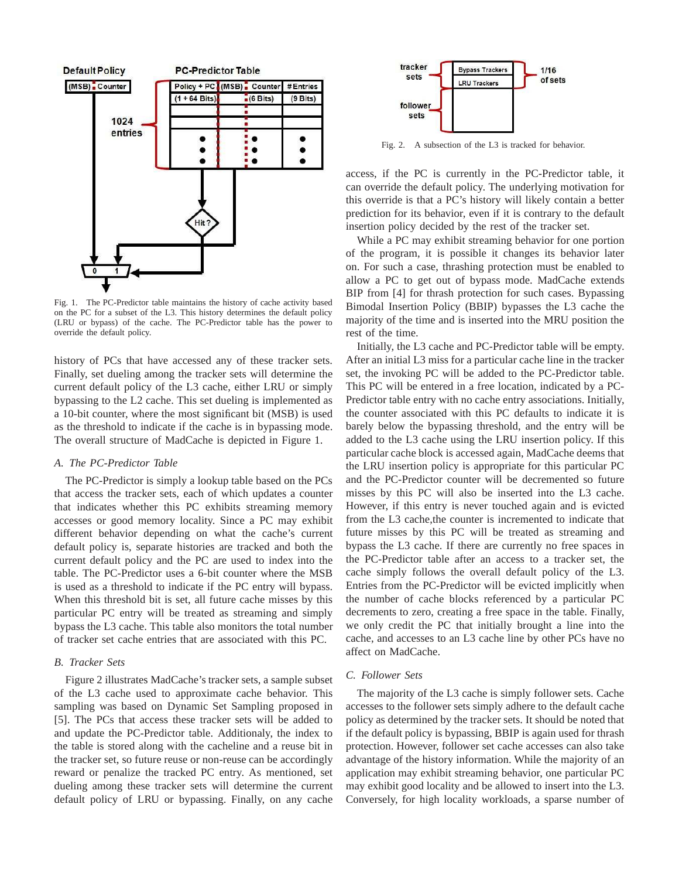Default Policy

(MSB) | Counter

PC-Predictor Table

Policy + PC | (MSB) | Counter | #Entries

(1 + 64 Bits) | (6 Bits) | (9 Bits)

1024 entries

Hit ?

0 1

Fig. 1. The PC-Predictor table maintains the history of cache activity based on the PC for a subset of the L3. This history determines the default policy (LRU or bypass) of the cache. The PC-Predictor table has the power to override the default policy.

history of PCs that have accessed any of these tracker sets. Finally, set dueling among the tracker sets will determine the current default policy of the L3 cache, either LRU or simply bypassing to the L2 cache. This set dueling is implemented as a 10-bit counter, where the most significant bit (MSB) is used as the threshold to indicate if the cache is in bypassing mode. The overall structure of MadCache is depicted in Figure 1.

### *A. The PC-Predictor Table*

The PC-Predictor is simply a lookup table based on the PCs that access the tracker sets, each of which updates a counter that indicates whether this PC exhibits streaming memory accesses or good memory locality. Since a PC may exhibit different behavior depending on what the cache's current default policy is, separate histories are tracked and both the current default policy and the PC are used to index into the table. The PC-Predictor uses a 6-bit counter where the MSB is used as a threshold to indicate if the PC entry will bypass. When this threshold bit is set, all future cache misses by this particular PC entry will be treated as streaming and simply bypass the L3 cache. This table also monitors the total number of tracker set cache entries that are associated with this PC.

### *B. Tracker Sets*

Figure 2 illustrates MadCache's tracker sets, a sample subset of the L3 cache used to approximate cache behavior. This sampling was based on Dynamic Set Sampling proposed in [5]. The PCs that access these tracker sets will be added to and update the PC-Predictor table. Additionaly, the index to the table is stored along with the cacheline and a reuse bit in the tracker set, so future reuse or non-reuse can be accordingly reward or penalize the tracked PC entry. As mentioned, set dueling among these tracker sets will determine the current default policy of LRU or bypassing. Finally, on any cache

tracker sets

Bypass Trackers

LRU Trackers

1/16 of sets

follower sets

Fig. 2. A subsection of the L3 is tracked for behavior.

access, if the PC is currently in the PC-Predictor table, it can override the default policy. The underlying motivation for this override is that a PC's history will likely contain a better prediction for its behavior, even if it is contrary to the default insertion policy decided by the rest of the tracker set.

While a PC may exhibit streaming behavior for one portion of the program, it is possible it changes its behavior later on. For such a case, thrashing protection must be enabled to allow a PC to get out of bypass mode. MadCache extends BIP from [4] for thrash protection for such cases. Bypassing Bimodal Insertion Policy (BBIP) bypasses the L3 cache the majority of the time and is inserted into the MRU position the rest of the time.

Initially, the L3 cache and PC-Predictor table will be empty. After an initial L3 miss for a particular cache line in the tracker set, the invoking PC will be added to the PC-Predictor table. This PC will be entered in a free location, indicated by a PC-Predictor table entry with no cache entry associations. Initially, the counter associated with this PC defaults to indicate it is barely below the bypassing threshold, and the entry will be added to the L3 cache using the LRU insertion policy. If this particular cache block is accessed again, MadCache deems that the LRU insertion policy is appropriate for this particular PC and the PC-Predictor counter will be decremented so future misses by this PC will also be inserted into the L3 cache. However, if this entry is never touched again and is evicted from the L3 cache,the counter is incremented to indicate that future misses by this PC will be treated as streaming and bypass the L3 cache. If there are currently no free spaces in the PC-Predictor table after an access to a tracker set, the cache simply follows the overall default policy of the L3. Entries from the PC-Predictor will be evicted implicitly when the number of cache blocks referenced by a particular PC decrements to zero, creating a free space in the table. Finally, we only credit the PC that initially brought a line into the cache, and accesses to an L3 cache line by other PCs have no affect on MadCache.

### *C. Follower Sets*

The majority of the L3 cache is simply follower sets. Cache accesses to the follower sets simply adhere to the default cache policy as determined by the tracker sets. It should be noted that if the default policy is bypassing, BBIP is again used for thrash protection. However, follower set cache accesses can also take advantage of the history information. While the majority of an application may exhibit streaming behavior, one particular PC may exhibit good locality and be allowed to insert into the L3. Conversely, for high locality workloads, a sparse number of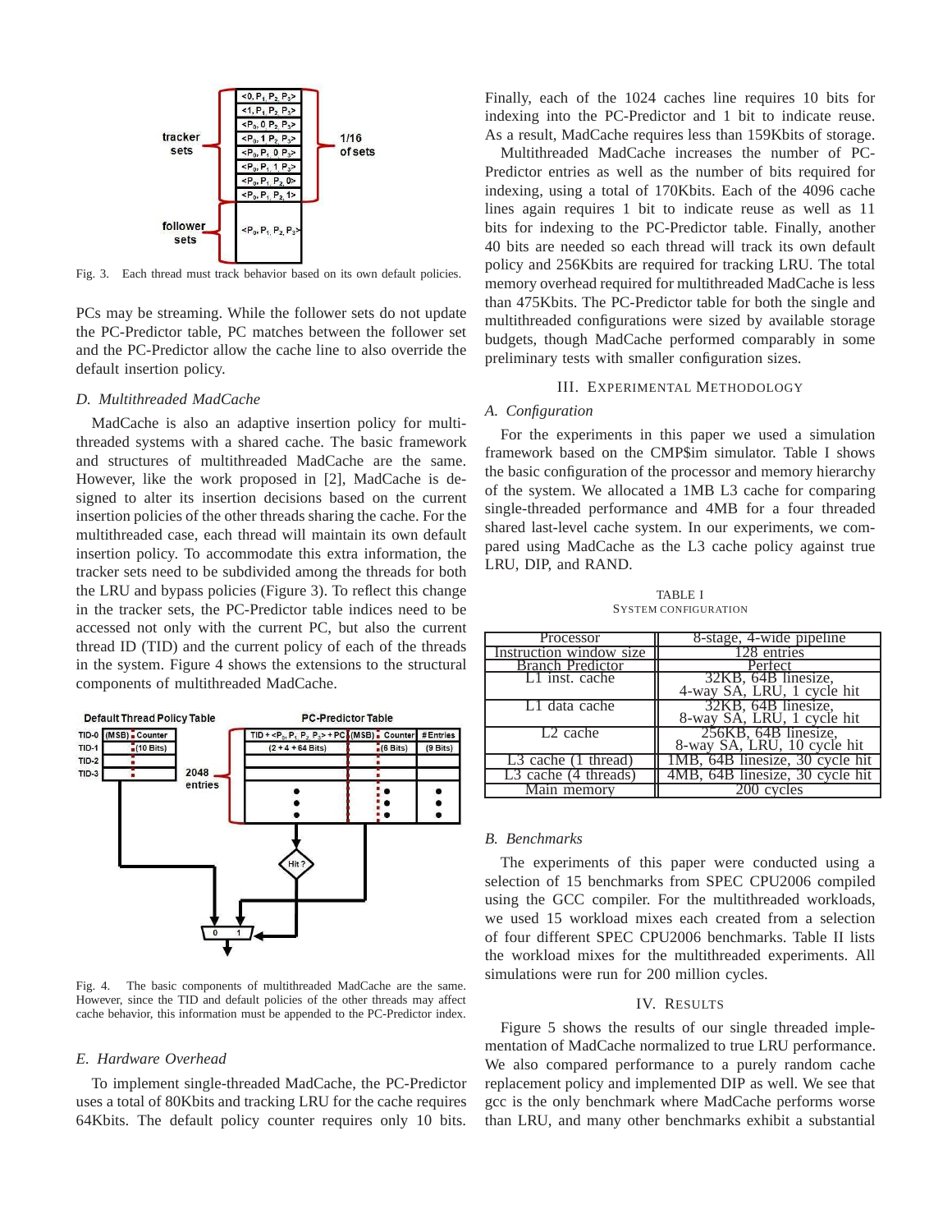Fig. 3. Each thread must track behavior based on its own default policies.

PCs may be streaming. While the follower sets do not update the PC-Predictor table, PC matches between the follower set and the PC-Predictor allow the cache line to also override the default insertion policy.

### D. Multithreaded MadCache

MadCache is also an adaptive insertion policy for multithreaded systems with a shared cache. The basic framework and structures of multithreaded MadCache are the same. However, like the work proposed in [2], MadCache is designed to alter its insertion decisions based on the current insertion policies of the other threads sharing the cache. For the multithreaded case, each thread will maintain its own default insertion policy. To accommodate this extra information, the tracker sets need to be subdivided among the threads for both the LRU and bypass policies (Figure 3). To reflect this change in the tracker sets, the PC-Predictor table indices need to be accessed not only with the current PC, but also the current thread ID (TID) and the current policy of each of the threads in the system. Figure 4 shows the extensions to the structural components of multithreaded MadCache.

Fig. 4. The basic components of multithreaded MadCache are the same. However, since the TID and default policies of the other threads may affect cache behavior, this information must be appended to the PC-Predictor index.

### E. Hardware Overhead

To implement single-threaded MadCache, the PC-Predictor uses a total of 80Kbits and tracking LRU for the cache requires 64Kbits. The default policy counter requires only 10 bits. Finally, each of the 1024 caches line requires 10 bits for indexing into the PC-Predictor and 1 bit to indicate reuse. As a result, MadCache requires less than 159Kbits of storage.

Multithreaded MadCache increases the number of PC-Predictor entries as well as the number of bits required for indexing, using a total of 170Kbits. Each of the 4096 cache lines again requires 1 bit to indicate reuse as well as 11 bits for indexing to the PC-Predictor table. Finally, another 40 bits are needed so each thread will track its own default policy and 256Kbits are required for tracking LRU. The total memory overhead required for multithreaded MadCache is less than 475Kbits. The PC-Predictor table for both the single and multithreaded configurations were sized by available storage budgets, though MadCache performed comparably in some preliminary tests with smaller configuration sizes.

## III. Experimental Methodology

### A. Configuration

For the experiments in this paper we used a simulation framework based on the CMP$im simulator. Table I shows the basic configuration of the processor and memory hierarchy of the system. We allocated a 1MB L3 cache for comparing single-threaded performance and 4MB for a four threaded shared last-level cache system. In our experiments, we compared using MadCache as the L3 cache policy against true LRU, DIP, and RAND.

TABLE I
System Configuration

| | |
|---|---|
| Processor | 8-stage, 4-wide pipeline |
| Instruction window size | 128 entries |
| Branch Predictor | Perfect |
| L1 inst. cache | 32KB, 64B linesize, 4-way SA, LRU, 1 cycle hit |
| L1 data cache | 32KB, 64B linesize, 8-way SA, LRU, 1 cycle hit |
| L2 cache | 256KB, 64B linesize, 8-way SA, LRU, 10 cycle hit |
| L3 cache (1 thread) | 1MB, 64B linesize, 30 cycle hit |
| L3 cache (4 threads) | 4MB, 64B linesize, 30 cycle hit |
| Main memory | 200 cycles |

### B. Benchmarks

The experiments of this paper were conducted using a selection of 15 benchmarks from SPEC CPU2006 compiled using the GCC compiler. For the multithreaded workloads, we used 15 workload mixes each created from a selection of four different SPEC CPU2006 benchmarks. Table II lists the workload mixes for the multithreaded experiments. All simulations were run for 200 million cycles.

## IV. Results

Figure 5 shows the results of our single threaded implementation of MadCache normalized to true LRU performance. We also compared performance to a purely random cache replacement policy and implemented DIP as well. We see that gcc is the only benchmark where MadCache performs worse than LRU, and many other benchmarks exhibit a substantial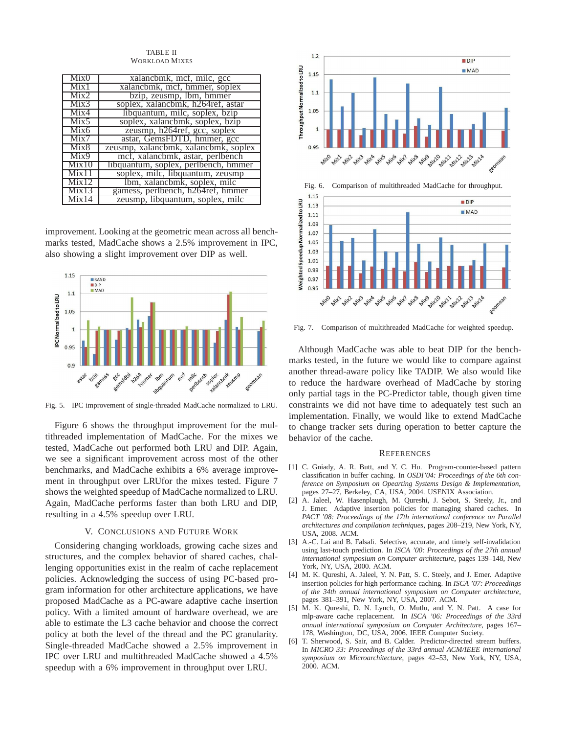TABLE II
WORKLOAD MIXES

| | |
|---|---|
| Mix0 | xalancbmk, mcf, milc, gcc |
| Mix1 | xalancbmk, mcf, hmmer, soplex |
| Mix2 | bzip, zeusmp, lbm, hmmer |
| Mix3 | soplex, xalancbmk, h264ref, astar |
| Mix4 | libquantum, milc, soplex, bzip |
| Mix5 | soplex, xalancbmk, soplex, bzip |
| Mix6 | zeusmp, h264ref, gcc, soplex |
| Mix7 | astar, GemsFDTD, hmmer, gcc |
| Mix8 | zeusmp, xalancbmk, xalancbmk, soplex |
| Mix9 | mcf, xalancbmk, astar, perlbench |
| Mix10 | libquantum, soplex, perlbench, hmmer |
| Mix11 | soplex, milc, libquantum, zeusmp |
| Mix12 | lbm, xalancbmk, soplex, milc |
| Mix13 | gamess, perlbench, h264ref, hmmer |
| Mix14 | zeusmp, libquantum, soplex, milc |

improvement. Looking at the geometric mean across all benchmarks tested, MadCache shows a 2.5% improvement in IPC, also showing a slight improvement over DIP as well.

IPC Normalized to LRU
RAND
DIP
MAD
1.15
1.1
1.05
1
0.95
0.9
astar bzip gamess gcc gemsfdtd h264 hmmer lbm libquantum mcf milc perlbench soplex xalancbmk zeusmp geomean

Fig. 5. IPC improvement of single-threaded MadCache normalized to LRU.

Figure 6 shows the throughput improvement for the multithreaded implementation of MadCache. For the mixes we tested, MadCache out performed both LRU and DIP. Again, we see a significant improvement across most of the other benchmarks, and MadCache exhibits a 6% average improvement in throughput over LRUfor the mixes tested. Figure 7 shows the weighted speedup of MadCache normalized to LRU. Again, MadCache performs faster than both LRU and DIP, resulting in a 4.5% speedup over LRU.

## V. Conclusions and Future Work

Considering changing workloads, growing cache sizes and structures, and the complex behavior of shared caches, challenging opportunities exist in the realm of cache replacement policies. Acknowledging the success of using PC-based program information for other architecture applications, we have proposed MadCache as a PC-aware adaptive cache insertion policy. With a limited amount of hardware overhead, we are able to estimate the L3 cache behavior and choose the correct policy at both the level of the thread and the PC granularity. Single-threaded MadCache showed a 2.5% improvement in IPC over LRU and multithreaded MadCache showed a 4.5% speedup with a 6% improvement in throughput over LRU.

Throughput Normalized to LRU
DIP
MAD
1.2
1.15
1.1
1.05
1
0.95
Mix0 Mix1 Mix2 Mix3 Mix4 Mix5 Mix6 Mix7 Mix8 Mix9 Mix10 Mix11 Mix12 Mix13 Mix14 geomean

Fig. 6. Comparison of multithreaded MadCache for throughput.

Weighted Speedup Normalized to LRU
DIP
MAD
1.15
1.13
1.11
1.09
1.07
1.05
1.03
1.01
0.99
0.97
0.95
Mix0 Mix1 Mix2 Mix3 Mix4 Mix5 Mix6 Mix7 Mix8 Mix9 Mix10 Mix11 Mix12 Mix13 Mix14 geomean

Fig. 7. Comparison of multithreaded MadCache for weighted speedup.

Although MadCache was able to beat DIP for the benchmarks tested, in the future we would like to compare against another thread-aware policy like TADIP. We also would like to reduce the hardware overhead of MadCache by storing only partial tags in the PC-Predictor table, though given time constraints we did not have time to adequately test such an implementation. Finally, we would like to extend MadCache to change tracker sets during operation to better capture the behavior of the cache.

## References

[1] C. Gniady, A. R. Butt, and Y. C. Hu. Program-counter-based pattern classification in buffer caching. In *OSDI'04: Proceedings of the 6th conference on Symposium on Opearting Systems Design & Implementation*, pages 27–27, Berkeley, CA, USA, 2004. USENIX Association.

[2] A. Jaleel, W. Hasenplaugh, M. Qureshi, J. Sebot, S. Steely, Jr., and J. Emer. Adaptive insertion policies for managing shared caches. In *PACT '08: Proceedings of the 17th international conference on Parallel architectures and compilation techniques*, pages 208–219, New York, NY, USA, 2008. ACM.

[3] A.-C. Lai and B. Falsafi. Selective, accurate, and timely self-invalidation using last-touch prediction. In *ISCA '00: Proceedings of the 27th annual international symposium on Computer architecture*, pages 139–148, New York, NY, USA, 2000. ACM.

[4] M. K. Qureshi, A. Jaleel, Y. N. Patt, S. C. Steely, and J. Emer. Adaptive insertion policies for high performance caching. In *ISCA '07: Proceedings of the 34th annual international symposium on Computer architecture*, pages 381–391, New York, NY, USA, 2007. ACM.

[5] M. K. Qureshi, D. N. Lynch, O. Mutlu, and Y. N. Patt. A case for mlp-aware cache replacement. In *ISCA '06: Proceedings of the 33rd annual international symposium on Computer Architecture*, pages 167–178, Washington, DC, USA, 2006. IEEE Computer Society.

[6] T. Sherwood, S. Sair, and B. Calder. Predictor-directed stream buffers. In *MICRO 33: Proceedings of the 33rd annual ACM/IEEE international symposium on Microarchitecture*, pages 42–53, New York, NY, USA, 2000. ACM.